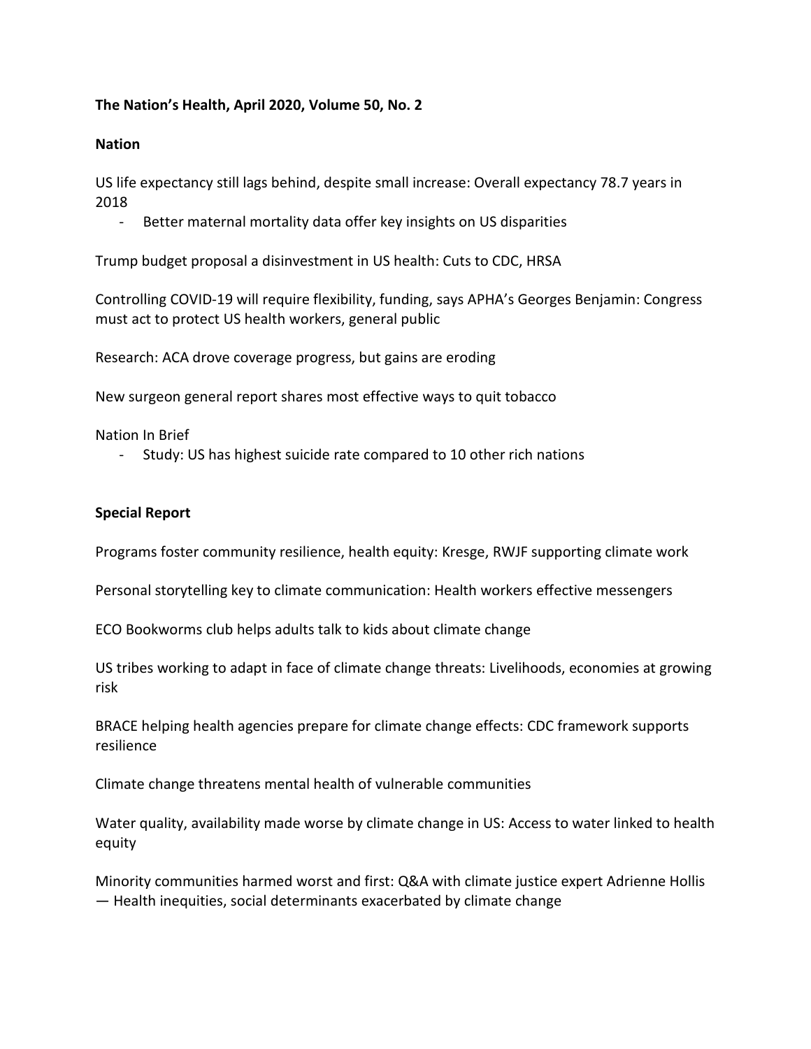**The Nation's Health, April 2020, Volume 50, No. 2**

**Nation**

US life expectancy still lags behind, despite small increase: Overall expectancy 78.7 years in 2018

- Better maternal mortality data offer key insights on US disparities

Trump budget proposal a disinvestment in US health: Cuts to CDC, HRSA

Controlling COVID-19 will require flexibility, funding, says APHA's Georges Benjamin: Congress must act to protect US health workers, general public

Research: ACA drove coverage progress, but gains are eroding

New surgeon general report shares most effective ways to quit tobacco

Nation In Brief

- Study: US has highest suicide rate compared to 10 other rich nations

**Special Report**

Programs foster community resilience, health equity: Kresge, RWJF supporting climate work

Personal storytelling key to climate communication: Health workers effective messengers

ECO Bookworms club helps adults talk to kids about climate change

US tribes working to adapt in face of climate change threats: Livelihoods, economies at growing risk

BRACE helping health agencies prepare for climate change effects: CDC framework supports resilience

Climate change threatens mental health of vulnerable communities

Water quality, availability made worse by climate change in US: Access to water linked to health equity

Minority communities harmed worst and first: Q&A with climate justice expert Adrienne Hollis — Health inequities, social determinants exacerbated by climate change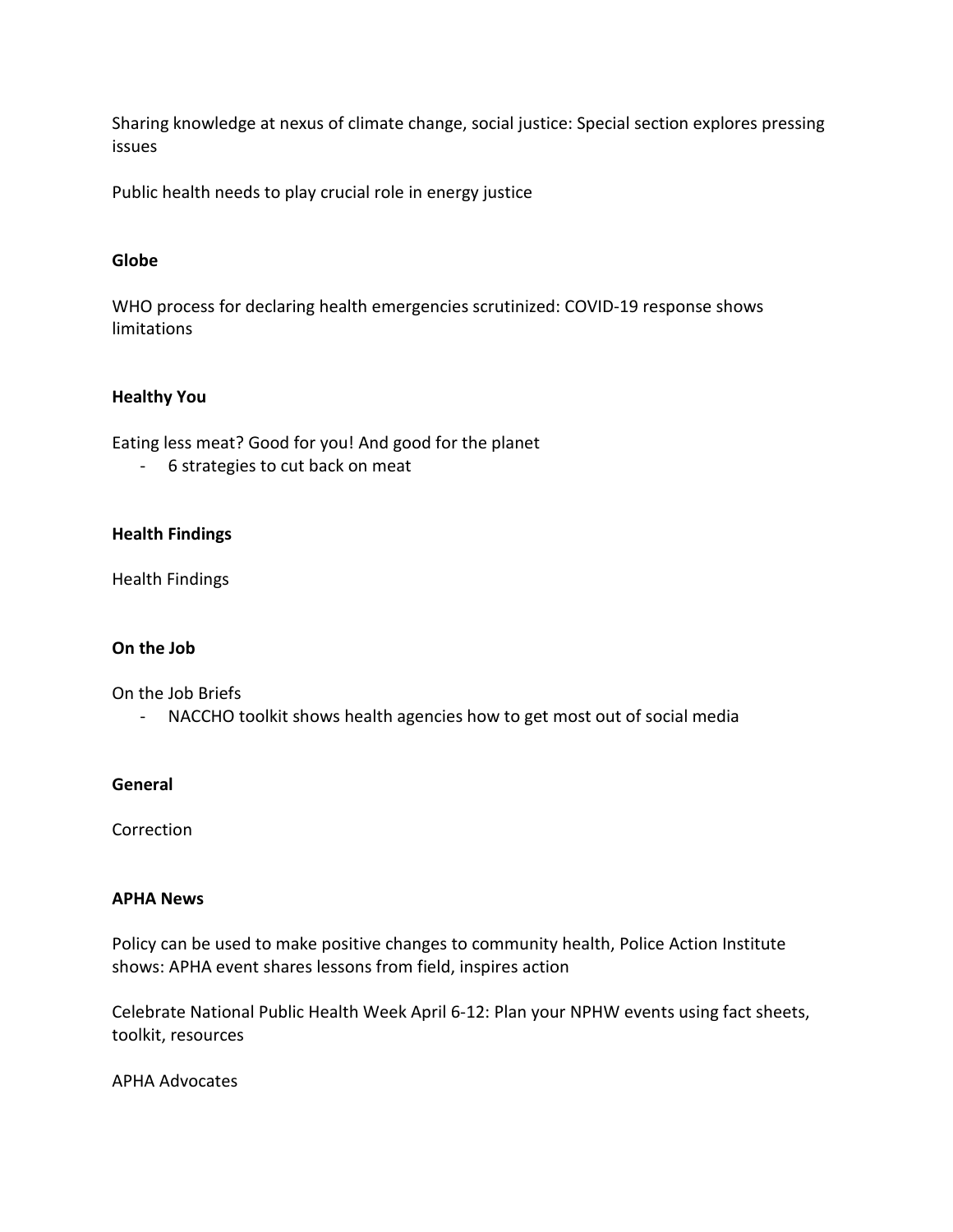Sharing knowledge at nexus of climate change, social justice: Special section explores pressing issues

Public health needs to play crucial role in energy justice

**Globe**

WHO process for declaring health emergencies scrutinized: COVID-19 response shows limitations

**Healthy You**

Eating less meat? Good for you! And good for the planet

- 6 strategies to cut back on meat

**Health Findings**

Health Findings

**On the Job**

On the Job Briefs

- NACCHO toolkit shows health agencies how to get most out of social media

**General**

Correction

**APHA News**

Policy can be used to make positive changes to community health, Police Action Institute shows: APHA event shares lessons from field, inspires action

Celebrate National Public Health Week April 6-12: Plan your NPHW events using fact sheets, toolkit, resources

APHA Advocates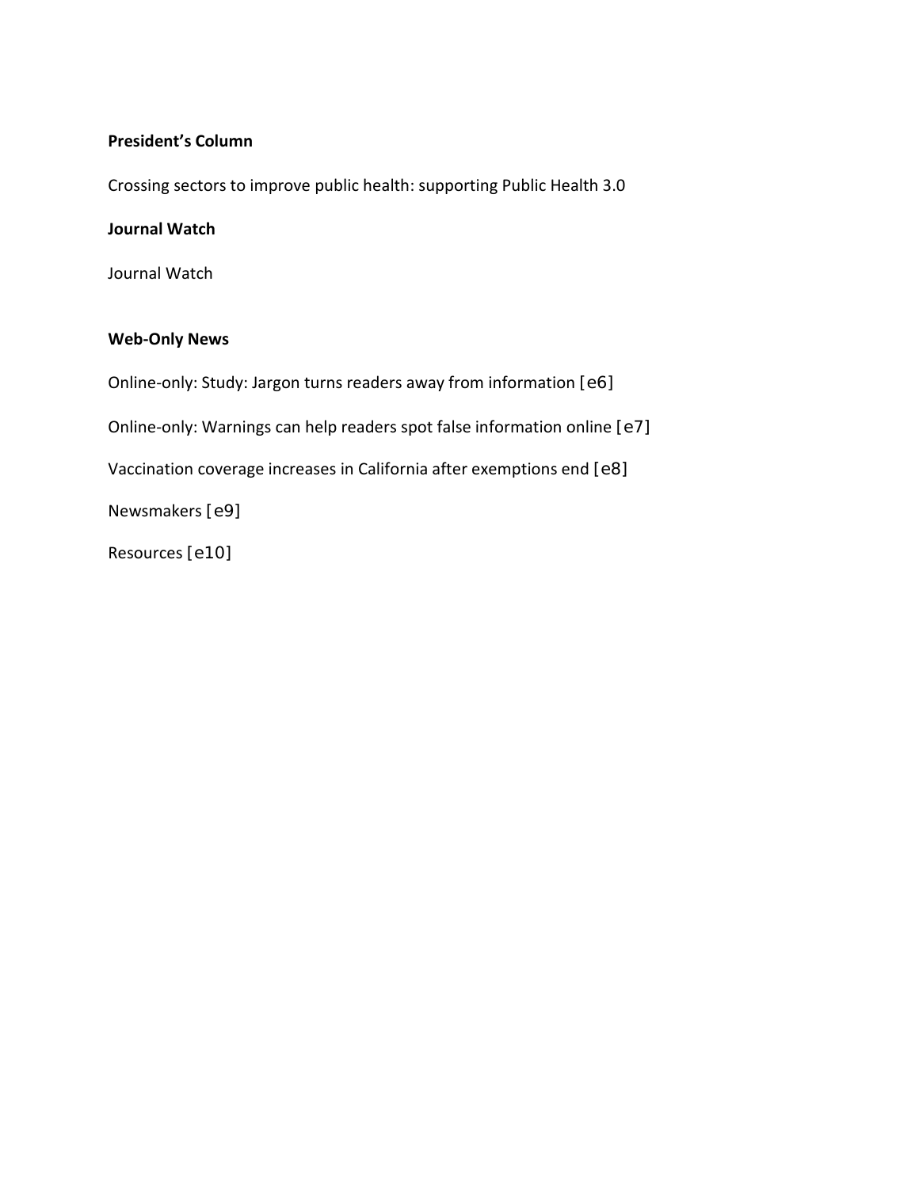**President's Column**

Crossing sectors to improve public health: supporting Public Health 3.0

**Journal Watch**

Journal Watch

**Web-Only News**

Online-only: Study: Jargon turns readers away from information [e6]

Online-only: Warnings can help readers spot false information online [e7]

Vaccination coverage increases in California after exemptions end [e8]

Newsmakers [e9]

Resources [e10]